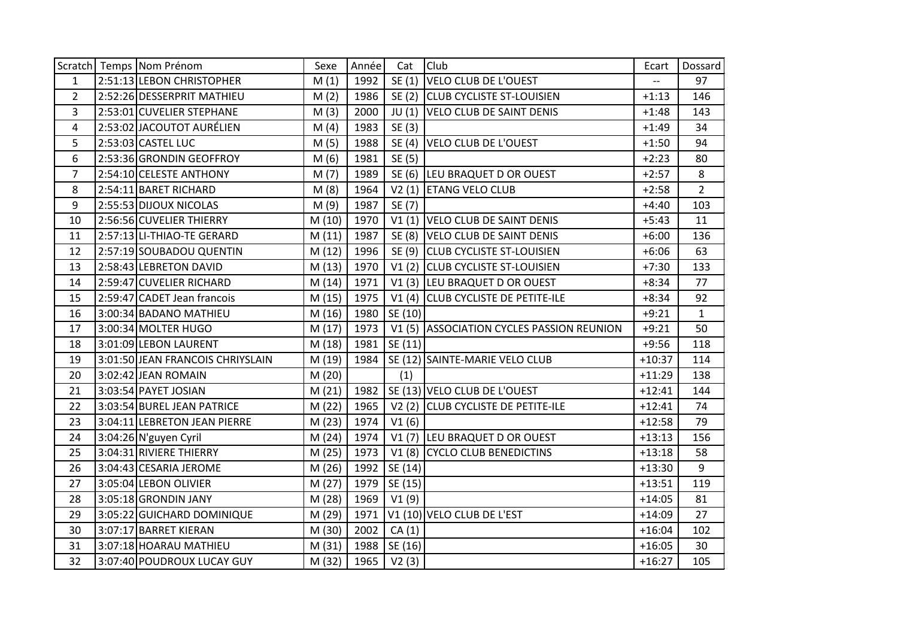| Scratch | Temps | Nom Prénom | Sexe | Année | Cat | Club | Ecart | Dossard |
|---|---|---|---|---|---|---|---|---|
| 1 | 2:51:13 | LEBON CHRISTOPHER | M (1) | 1992 | SE (1) | VELO CLUB DE L'OUEST | -- | 97 |
| 2 | 2:52:26 | DESSERPRIT MATHIEU | M (2) | 1986 | SE (2) | CLUB CYCLISTE ST-LOUISIEN | +1:13 | 146 |
| 3 | 2:53:01 | CUVELIER STEPHANE | M (3) | 2000 | JU (1) | VELO CLUB DE SAINT DENIS | +1:48 | 143 |
| 4 | 2:53:02 | JACOUTOT AURÉLIEN | M (4) | 1983 | SE (3) | | +1:49 | 34 |
| 5 | 2:53:03 | CASTEL LUC | M (5) | 1988 | SE (4) | VELO CLUB DE L'OUEST | +1:50 | 94 |
| 6 | 2:53:36 | GRONDIN GEOFFROY | M (6) | 1981 | SE (5) | | +2:23 | 80 |
| 7 | 2:54:10 | CELESTE ANTHONY | M (7) | 1989 | SE (6) | LEU BRAQUET D OR OUEST | +2:57 | 8 |
| 8 | 2:54:11 | BARET RICHARD | M (8) | 1964 | V2 (1) | ETANG VELO CLUB | +2:58 | 2 |
| 9 | 2:55:53 | DIJOUX NICOLAS | M (9) | 1987 | SE (7) | | +4:40 | 103 |
| 10 | 2:56:56 | CUVELIER THIERRY | M (10) | 1970 | V1 (1) | VELO CLUB DE SAINT DENIS | +5:43 | 11 |
| 11 | 2:57:13 | LI-THIAO-TE GERARD | M (11) | 1987 | SE (8) | VELO CLUB DE SAINT DENIS | +6:00 | 136 |
| 12 | 2:57:19 | SOUBADOU QUENTIN | M (12) | 1996 | SE (9) | CLUB CYCLISTE ST-LOUISIEN | +6:06 | 63 |
| 13 | 2:58:43 | LEBRETON DAVID | M (13) | 1970 | V1 (2) | CLUB CYCLISTE ST-LOUISIEN | +7:30 | 133 |
| 14 | 2:59:47 | CUVELIER RICHARD | M (14) | 1971 | V1 (3) | LEU BRAQUET D OR OUEST | +8:34 | 77 |
| 15 | 2:59:47 | CADET Jean francois | M (15) | 1975 | V1 (4) | CLUB CYCLISTE DE PETITE-ILE | +8:34 | 92 |
| 16 | 3:00:34 | BADANO MATHIEU | M (16) | 1980 | SE (10) | | +9:21 | 1 |
| 17 | 3:00:34 | MOLTER HUGO | M (17) | 1973 | V1 (5) | ASSOCIATION CYCLES PASSION REUNION | +9:21 | 50 |
| 18 | 3:01:09 | LEBON LAURENT | M (18) | 1981 | SE (11) | | +9:56 | 118 |
| 19 | 3:01:50 | JEAN FRANCOIS CHRIYSLAIN | M (19) | 1984 | SE (12) | SAINTE-MARIE VELO CLUB | +10:37 | 114 |
| 20 | 3:02:42 | JEAN ROMAIN | M (20) | | (1) | | +11:29 | 138 |
| 21 | 3:03:54 | PAYET JOSIAN | M (21) | 1982 | SE (13) | VELO CLUB DE L'OUEST | +12:41 | 144 |
| 22 | 3:03:54 | BUREL JEAN PATRICE | M (22) | 1965 | V2 (2) | CLUB CYCLISTE DE PETITE-ILE | +12:41 | 74 |
| 23 | 3:04:11 | LEBRETON JEAN PIERRE | M (23) | 1974 | V1 (6) | | +12:58 | 79 |
| 24 | 3:04:26 | N'guyen Cyril | M (24) | 1974 | V1 (7) | LEU BRAQUET D OR OUEST | +13:13 | 156 |
| 25 | 3:04:31 | RIVIERE THIERRY | M (25) | 1973 | V1 (8) | CYCLO CLUB BENEDICTINS | +13:18 | 58 |
| 26 | 3:04:43 | CESARIA JEROME | M (26) | 1992 | SE (14) | | +13:30 | 9 |
| 27 | 3:05:04 | LEBON OLIVIER | M (27) | 1979 | SE (15) | | +13:51 | 119 |
| 28 | 3:05:18 | GRONDIN JANY | M (28) | 1969 | V1 (9) | | +14:05 | 81 |
| 29 | 3:05:22 | GUICHARD DOMINIQUE | M (29) | 1971 | V1 (10) | VELO CLUB DE L'EST | +14:09 | 27 |
| 30 | 3:07:17 | BARRET KIERAN | M (30) | 2002 | CA (1) | | +16:04 | 102 |
| 31 | 3:07:18 | HOARAU MATHIEU | M (31) | 1988 | SE (16) | | +16:05 | 30 |
| 32 | 3:07:40 | POUDROUX LUCAY GUY | M (32) | 1965 | V2 (3) | | +16:27 | 105 |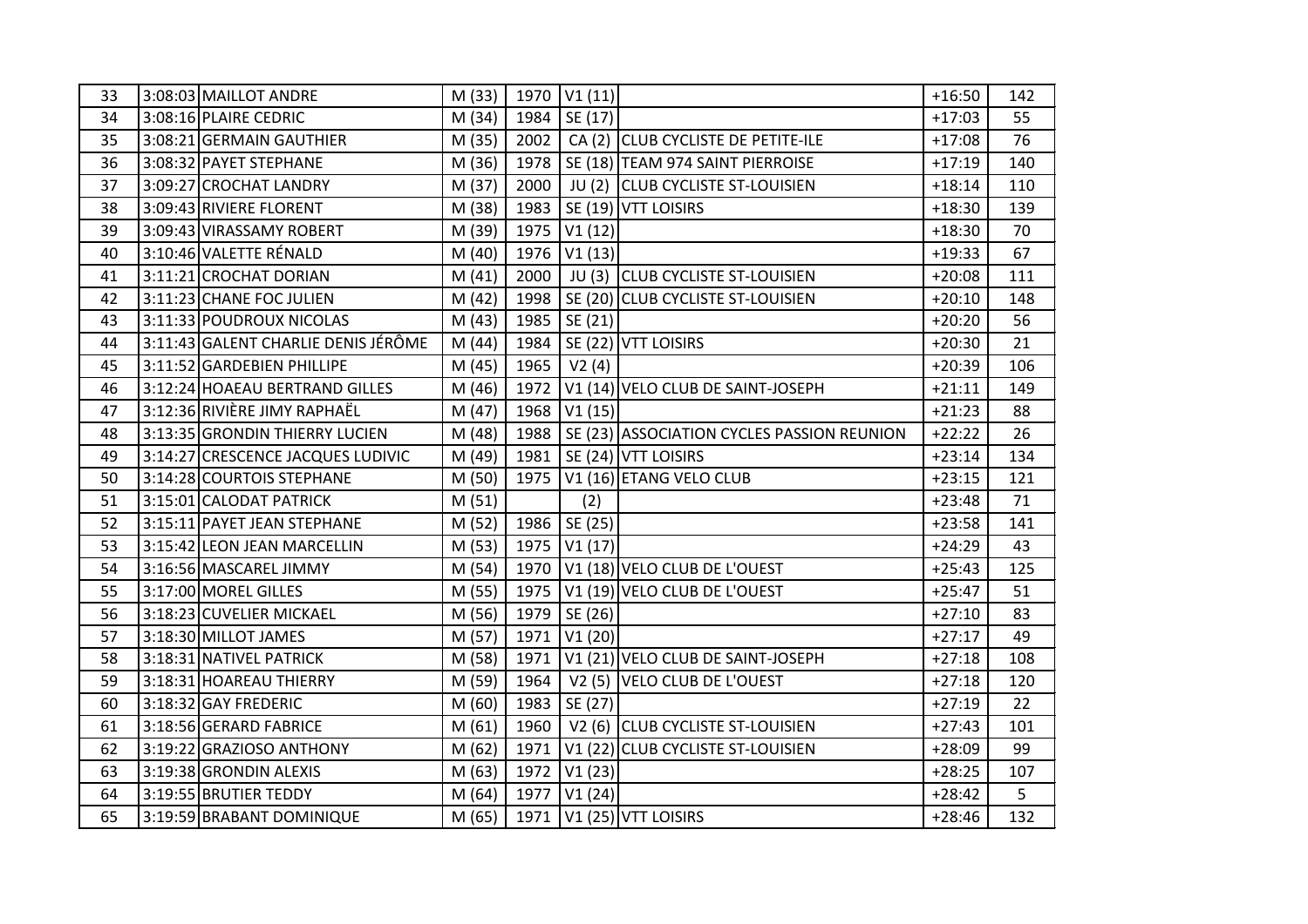| 33 | 3:08:03 | MAILLOT ANDRE | M (33) | 1970 | V1 (11) | | +16:50 | 142 |
|---|---|---|---|---|---|---|---|---|
| 34 | 3:08:16 | PLAIRE CEDRIC | M (34) | 1984 | SE (17) | | +17:03 | 55 |
| 35 | 3:08:21 | GERMAIN GAUTHIER | M (35) | 2002 | CA (2) | CLUB CYCLISTE DE PETITE-ILE | +17:08 | 76 |
| 36 | 3:08:32 | PAYET STEPHANE | M (36) | 1978 | SE (18) | TEAM 974 SAINT PIERROISE | +17:19 | 140 |
| 37 | 3:09:27 | CROCHAT LANDRY | M (37) | 2000 | JU (2) | CLUB CYCLISTE ST-LOUISIEN | +18:14 | 110 |
| 38 | 3:09:43 | RIVIERE FLORENT | M (38) | 1983 | SE (19) | VTT LOISIRS | +18:30 | 139 |
| 39 | 3:09:43 | VIRASSAMY ROBERT | M (39) | 1975 | V1 (12) | | +18:30 | 70 |
| 40 | 3:10:46 | VALETTE RÉNALD | M (40) | 1976 | V1 (13) | | +19:33 | 67 |
| 41 | 3:11:21 | CROCHAT DORIAN | M (41) | 2000 | JU (3) | CLUB CYCLISTE ST-LOUISIEN | +20:08 | 111 |
| 42 | 3:11:23 | CHANE FOC JULIEN | M (42) | 1998 | SE (20) | CLUB CYCLISTE ST-LOUISIEN | +20:10 | 148 |
| 43 | 3:11:33 | POUDROUX NICOLAS | M (43) | 1985 | SE (21) | | +20:20 | 56 |
| 44 | 3:11:43 | GALENT CHARLIE DENIS JÉRÔME | M (44) | 1984 | SE (22) | VTT LOISIRS | +20:30 | 21 |
| 45 | 3:11:52 | GARDEBIEN PHILLIPE | M (45) | 1965 | V2 (4) | | +20:39 | 106 |
| 46 | 3:12:24 | HOAEAU BERTRAND GILLES | M (46) | 1972 | V1 (14) | VELO CLUB DE SAINT-JOSEPH | +21:11 | 149 |
| 47 | 3:12:36 | RIVIÈRE JIMY RAPHAËL | M (47) | 1968 | V1 (15) | | +21:23 | 88 |
| 48 | 3:13:35 | GRONDIN THIERRY LUCIEN | M (48) | 1988 | SE (23) | ASSOCIATION CYCLES PASSION REUNION | +22:22 | 26 |
| 49 | 3:14:27 | CRESCENCE JACQUES LUDIVIC | M (49) | 1981 | SE (24) | VTT LOISIRS | +23:14 | 134 |
| 50 | 3:14:28 | COURTOIS STEPHANE | M (50) | 1975 | V1 (16) | ETANG VELO CLUB | +23:15 | 121 |
| 51 | 3:15:01 | CALODAT PATRICK | M (51) | | (2) | | +23:48 | 71 |
| 52 | 3:15:11 | PAYET JEAN STEPHANE | M (52) | 1986 | SE (25) | | +23:58 | 141 |
| 53 | 3:15:42 | LEON JEAN MARCELLIN | M (53) | 1975 | V1 (17) | | +24:29 | 43 |
| 54 | 3:16:56 | MASCAREL JIMMY | M (54) | 1970 | V1 (18) | VELO CLUB DE L'OUEST | +25:43 | 125 |
| 55 | 3:17:00 | MOREL GILLES | M (55) | 1975 | V1 (19) | VELO CLUB DE L'OUEST | +25:47 | 51 |
| 56 | 3:18:23 | CUVELIER MICKAEL | M (56) | 1979 | SE (26) | | +27:10 | 83 |
| 57 | 3:18:30 | MILLOT JAMES | M (57) | 1971 | V1 (20) | | +27:17 | 49 |
| 58 | 3:18:31 | NATIVEL PATRICK | M (58) | 1971 | V1 (21) | VELO CLUB DE SAINT-JOSEPH | +27:18 | 108 |
| 59 | 3:18:31 | HOAREAU THIERRY | M (59) | 1964 | V2 (5) | VELO CLUB DE L'OUEST | +27:18 | 120 |
| 60 | 3:18:32 | GAY FREDERIC | M (60) | 1983 | SE (27) | | +27:19 | 22 |
| 61 | 3:18:56 | GERARD FABRICE | M (61) | 1960 | V2 (6) | CLUB CYCLISTE ST-LOUISIEN | +27:43 | 101 |
| 62 | 3:19:22 | GRAZIOSO ANTHONY | M (62) | 1971 | V1 (22) | CLUB CYCLISTE ST-LOUISIEN | +28:09 | 99 |
| 63 | 3:19:38 | GRONDIN ALEXIS | M (63) | 1972 | V1 (23) | | +28:25 | 107 |
| 64 | 3:19:55 | BRUTIER TEDDY | M (64) | 1977 | V1 (24) | | +28:42 | 5 |
| 65 | 3:19:59 | BRABANT DOMINIQUE | M (65) | 1971 | V1 (25) | VTT LOISIRS | +28:46 | 132 |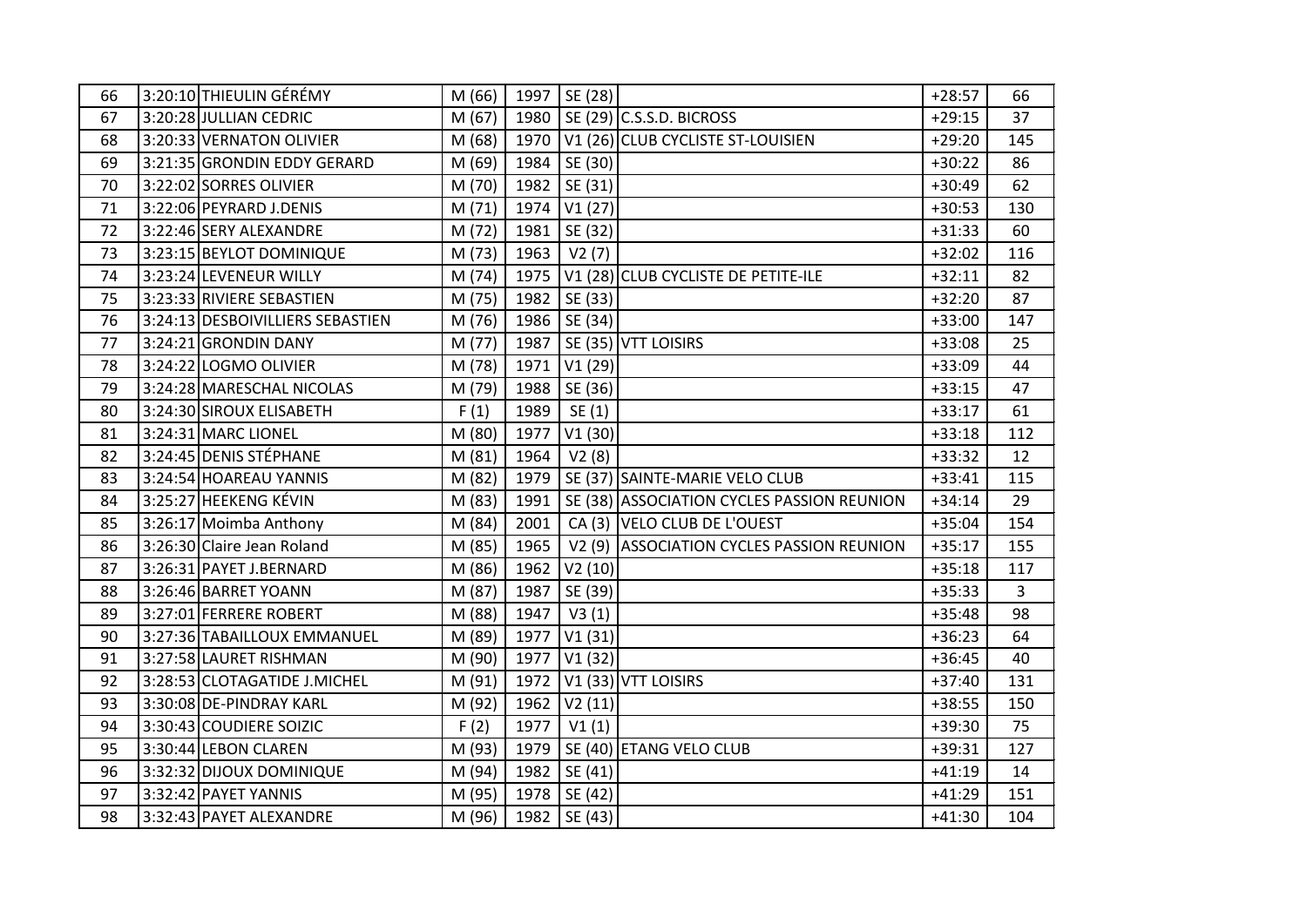| | | | | | | | | |
|---|---|---|---|---|---|---|---|---|
| 66 | 3:20:10 | THIEULIN GÉRÉMY | M (66) | 1997 | SE (28) | | +28:57 | 66 |
| 67 | 3:20:28 | JULLIAN CEDRIC | M (67) | 1980 | SE (29) | C.S.S.D. BICROSS | +29:15 | 37 |
| 68 | 3:20:33 | VERNATON OLIVIER | M (68) | 1970 | V1 (26) | CLUB CYCLISTE ST-LOUISIEN | +29:20 | 145 |
| 69 | 3:21:35 | GRONDIN EDDY GERARD | M (69) | 1984 | SE (30) | | +30:22 | 86 |
| 70 | 3:22:02 | SORRES OLIVIER | M (70) | 1982 | SE (31) | | +30:49 | 62 |
| 71 | 3:22:06 | PEYRARD J.DENIS | M (71) | 1974 | V1 (27) | | +30:53 | 130 |
| 72 | 3:22:46 | SERY ALEXANDRE | M (72) | 1981 | SE (32) | | +31:33 | 60 |
| 73 | 3:23:15 | BEYLOT DOMINIQUE | M (73) | 1963 | V2 (7) | | +32:02 | 116 |
| 74 | 3:23:24 | LEVENEUR WILLY | M (74) | 1975 | V1 (28) | CLUB CYCLISTE DE PETITE-ILE | +32:11 | 82 |
| 75 | 3:23:33 | RIVIERE SEBASTIEN | M (75) | 1982 | SE (33) | | +32:20 | 87 |
| 76 | 3:24:13 | DESBOIVILLIERS SEBASTIEN | M (76) | 1986 | SE (34) | | +33:00 | 147 |
| 77 | 3:24:21 | GRONDIN DANY | M (77) | 1987 | SE (35) | VTT LOISIRS | +33:08 | 25 |
| 78 | 3:24:22 | LOGMO OLIVIER | M (78) | 1971 | V1 (29) | | +33:09 | 44 |
| 79 | 3:24:28 | MARESCHAL NICOLAS | M (79) | 1988 | SE (36) | | +33:15 | 47 |
| 80 | 3:24:30 | SIROUX ELISABETH | F (1) | 1989 | SE (1) | | +33:17 | 61 |
| 81 | 3:24:31 | MARC LIONEL | M (80) | 1977 | V1 (30) | | +33:18 | 112 |
| 82 | 3:24:45 | DENIS STÉPHANE | M (81) | 1964 | V2 (8) | | +33:32 | 12 |
| 83 | 3:24:54 | HOAREAU YANNIS | M (82) | 1979 | SE (37) | SAINTE-MARIE VELO CLUB | +33:41 | 115 |
| 84 | 3:25:27 | HEEKENG KÉVIN | M (83) | 1991 | SE (38) | ASSOCIATION CYCLES PASSION REUNION | +34:14 | 29 |
| 85 | 3:26:17 | Moimba Anthony | M (84) | 2001 | CA (3) | VELO CLUB DE L'OUEST | +35:04 | 154 |
| 86 | 3:26:30 | Claire Jean Roland | M (85) | 1965 | V2 (9) | ASSOCIATION CYCLES PASSION REUNION | +35:17 | 155 |
| 87 | 3:26:31 | PAYET J.BERNARD | M (86) | 1962 | V2 (10) | | +35:18 | 117 |
| 88 | 3:26:46 | BARRET YOANN | M (87) | 1987 | SE (39) | | +35:33 | 3 |
| 89 | 3:27:01 | FERRERE ROBERT | M (88) | 1947 | V3 (1) | | +35:48 | 98 |
| 90 | 3:27:36 | TABAILLOUX EMMANUEL | M (89) | 1977 | V1 (31) | | +36:23 | 64 |
| 91 | 3:27:58 | LAURET RISHMAN | M (90) | 1977 | V1 (32) | | +36:45 | 40 |
| 92 | 3:28:53 | CLOTAGATIDE J.MICHEL | M (91) | 1972 | V1 (33) | VTT LOISIRS | +37:40 | 131 |
| 93 | 3:30:08 | DE-PINDRAY KARL | M (92) | 1962 | V2 (11) | | +38:55 | 150 |
| 94 | 3:30:43 | COUDIERE SOIZIC | F (2) | 1977 | V1 (1) | | +39:30 | 75 |
| 95 | 3:30:44 | LEBON CLAREN | M (93) | 1979 | SE (40) | ETANG VELO CLUB | +39:31 | 127 |
| 96 | 3:32:32 | DIJOUX DOMINIQUE | M (94) | 1982 | SE (41) | | +41:19 | 14 |
| 97 | 3:32:42 | PAYET YANNIS | M (95) | 1978 | SE (42) | | +41:29 | 151 |
| 98 | 3:32:43 | PAYET ALEXANDRE | M (96) | 1982 | SE (43) | | +41:30 | 104 |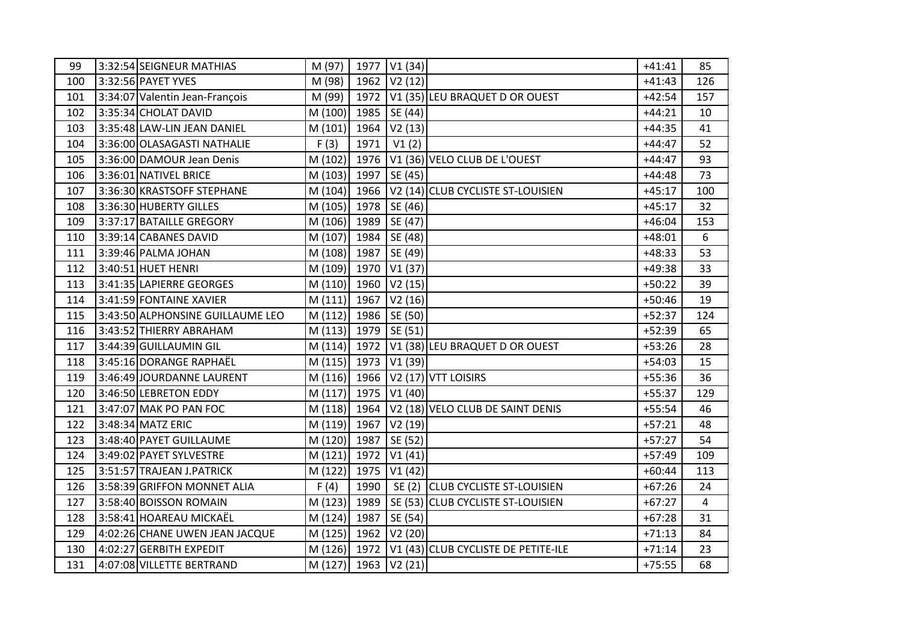| | | | | | | | | |
|---|---|---|---|---|---|---|---|---|
| 99 | 3:32:54 | SEIGNEUR MATHIAS | M (97) | 1977 | V1 (34) | | +41:41 | 85 |
| 100 | 3:32:56 | PAYET YVES | M (98) | 1962 | V2 (12) | | +41:43 | 126 |
| 101 | 3:34:07 | Valentin Jean-François | M (99) | 1972 | V1 (35) | LEU BRAQUET D OR OUEST | +42:54 | 157 |
| 102 | 3:35:34 | CHOLAT DAVID | M (100) | 1985 | SE (44) | | +44:21 | 10 |
| 103 | 3:35:48 | LAW-LIN JEAN DANIEL | M (101) | 1964 | V2 (13) | | +44:35 | 41 |
| 104 | 3:36:00 | OLASAGASTI NATHALIE | F (3) | 1971 | V1 (2) | | +44:47 | 52 |
| 105 | 3:36:00 | DAMOUR Jean Denis | M (102) | 1976 | V1 (36) | VELO CLUB DE L'OUEST | +44:47 | 93 |
| 106 | 3:36:01 | NATIVEL BRICE | M (103) | 1997 | SE (45) | | +44:48 | 73 |
| 107 | 3:36:30 | KRASTSOFF STEPHANE | M (104) | 1966 | V2 (14) | CLUB CYCLISTE ST-LOUISIEN | +45:17 | 100 |
| 108 | 3:36:30 | HUBERTY GILLES | M (105) | 1978 | SE (46) | | +45:17 | 32 |
| 109 | 3:37:17 | BATAILLE GREGORY | M (106) | 1989 | SE (47) | | +46:04 | 153 |
| 110 | 3:39:14 | CABANES DAVID | M (107) | 1984 | SE (48) | | +48:01 | 6 |
| 111 | 3:39:46 | PALMA JOHAN | M (108) | 1987 | SE (49) | | +48:33 | 53 |
| 112 | 3:40:51 | HUET HENRI | M (109) | 1970 | V1 (37) | | +49:38 | 33 |
| 113 | 3:41:35 | LAPIERRE GEORGES | M (110) | 1960 | V2 (15) | | +50:22 | 39 |
| 114 | 3:41:59 | FONTAINE XAVIER | M (111) | 1967 | V2 (16) | | +50:46 | 19 |
| 115 | 3:43:50 | ALPHONSINE GUILLAUME LEO | M (112) | 1986 | SE (50) | | +52:37 | 124 |
| 116 | 3:43:52 | THIERRY ABRAHAM | M (113) | 1979 | SE (51) | | +52:39 | 65 |
| 117 | 3:44:39 | GUILLAUMIN GIL | M (114) | 1972 | V1 (38) | LEU BRAQUET D OR OUEST | +53:26 | 28 |
| 118 | 3:45:16 | DORANGE RAPHAËL | M (115) | 1973 | V1 (39) | | +54:03 | 15 |
| 119 | 3:46:49 | JOURDANNE LAURENT | M (116) | 1966 | V2 (17) | VTT LOISIRS | +55:36 | 36 |
| 120 | 3:46:50 | LEBRETON EDDY | M (117) | 1975 | V1 (40) | | +55:37 | 129 |
| 121 | 3:47:07 | MAK PO PAN FOC | M (118) | 1964 | V2 (18) | VELO CLUB DE SAINT DENIS | +55:54 | 46 |
| 122 | 3:48:34 | MATZ ERIC | M (119) | 1967 | V2 (19) | | +57:21 | 48 |
| 123 | 3:48:40 | PAYET GUILLAUME | M (120) | 1987 | SE (52) | | +57:27 | 54 |
| 124 | 3:49:02 | PAYET SYLVESTRE | M (121) | 1972 | V1 (41) | | +57:49 | 109 |
| 125 | 3:51:57 | TRAJEAN J.PATRICK | M (122) | 1975 | V1 (42) | | +60:44 | 113 |
| 126 | 3:58:39 | GRIFFON MONNET ALIA | F (4) | 1990 | SE (2) | CLUB CYCLISTE ST-LOUISIEN | +67:26 | 24 |
| 127 | 3:58:40 | BOISSON ROMAIN | M (123) | 1989 | SE (53) | CLUB CYCLISTE ST-LOUISIEN | +67:27 | 4 |
| 128 | 3:58:41 | HOAREAU MICKAËL | M (124) | 1987 | SE (54) | | +67:28 | 31 |
| 129 | 4:02:26 | CHANE UWEN JEAN JACQUE | M (125) | 1962 | V2 (20) | | +71:13 | 84 |
| 130 | 4:02:27 | GERBITH EXPEDIT | M (126) | 1972 | V1 (43) | CLUB CYCLISTE DE PETITE-ILE | +71:14 | 23 |
| 131 | 4:07:08 | VILLETTE BERTRAND | M (127) | 1963 | V2 (21) | | +75:55 | 68 |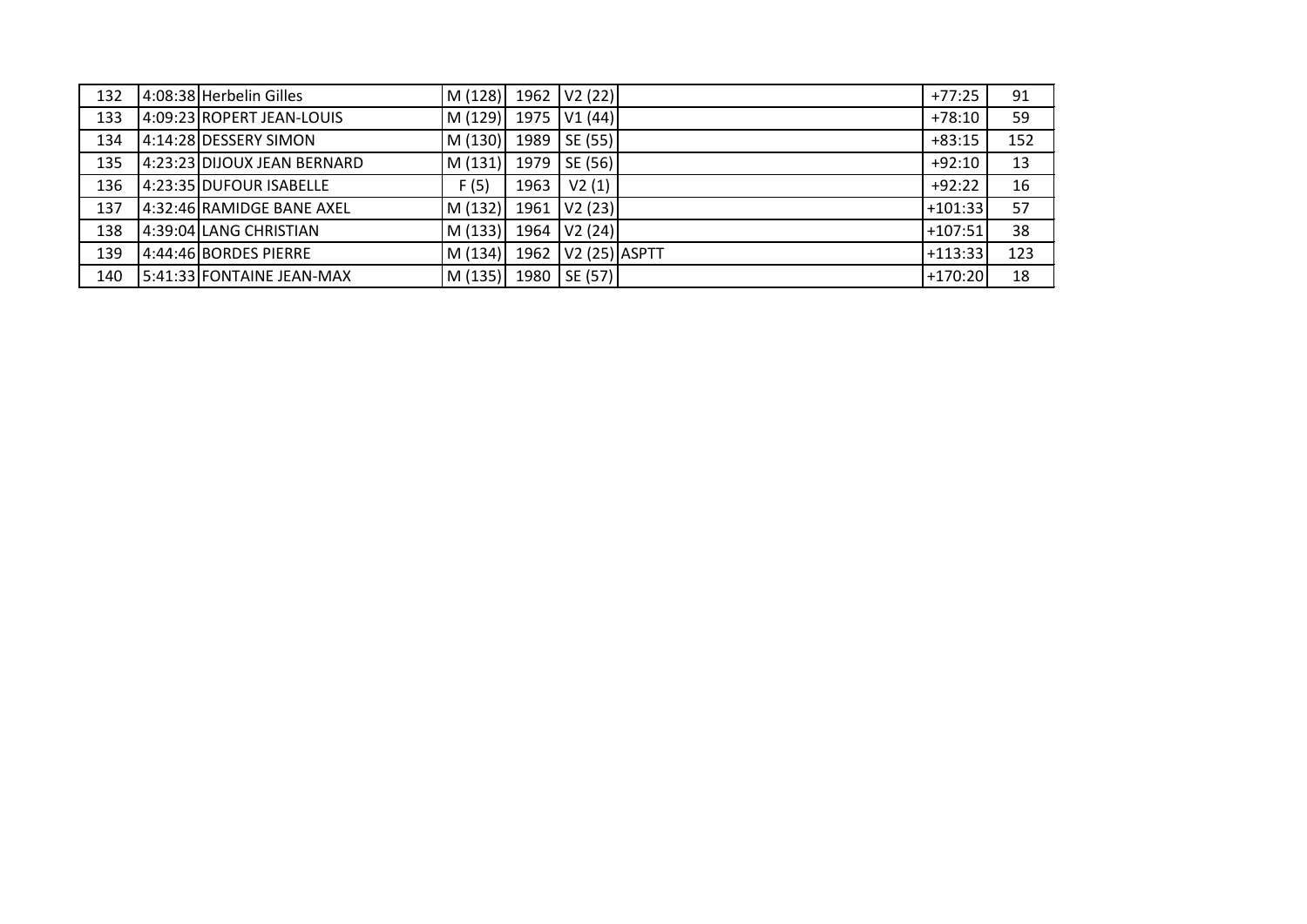| | | | | | | | | |
|---|---|---|---|---|---|---|---|---|
| 132 | 4:08:38 | Herbelin Gilles | M (128) | 1962 | V2 (22) | | +77:25 | 91 |
| 133 | 4:09:23 | ROPERT JEAN-LOUIS | M (129) | 1975 | V1 (44) | | +78:10 | 59 |
| 134 | 4:14:28 | DESSERY SIMON | M (130) | 1989 | SE (55) | | +83:15 | 152 |
| 135 | 4:23:23 | DIJOUX JEAN BERNARD | M (131) | 1979 | SE (56) | | +92:10 | 13 |
| 136 | 4:23:35 | DUFOUR ISABELLE | F (5) | 1963 | V2 (1) | | +92:22 | 16 |
| 137 | 4:32:46 | RAMIDGE BANE AXEL | M (132) | 1961 | V2 (23) | | +101:33 | 57 |
| 138 | 4:39:04 | LANG CHRISTIAN | M (133) | 1964 | V2 (24) | | +107:51 | 38 |
| 139 | 4:44:46 | BORDES PIERRE | M (134) | 1962 | V2 (25) | ASPTT | +113:33 | 123 |
| 140 | 5:41:33 | FONTAINE JEAN-MAX | M (135) | 1980 | SE (57) | | +170:20 | 18 |